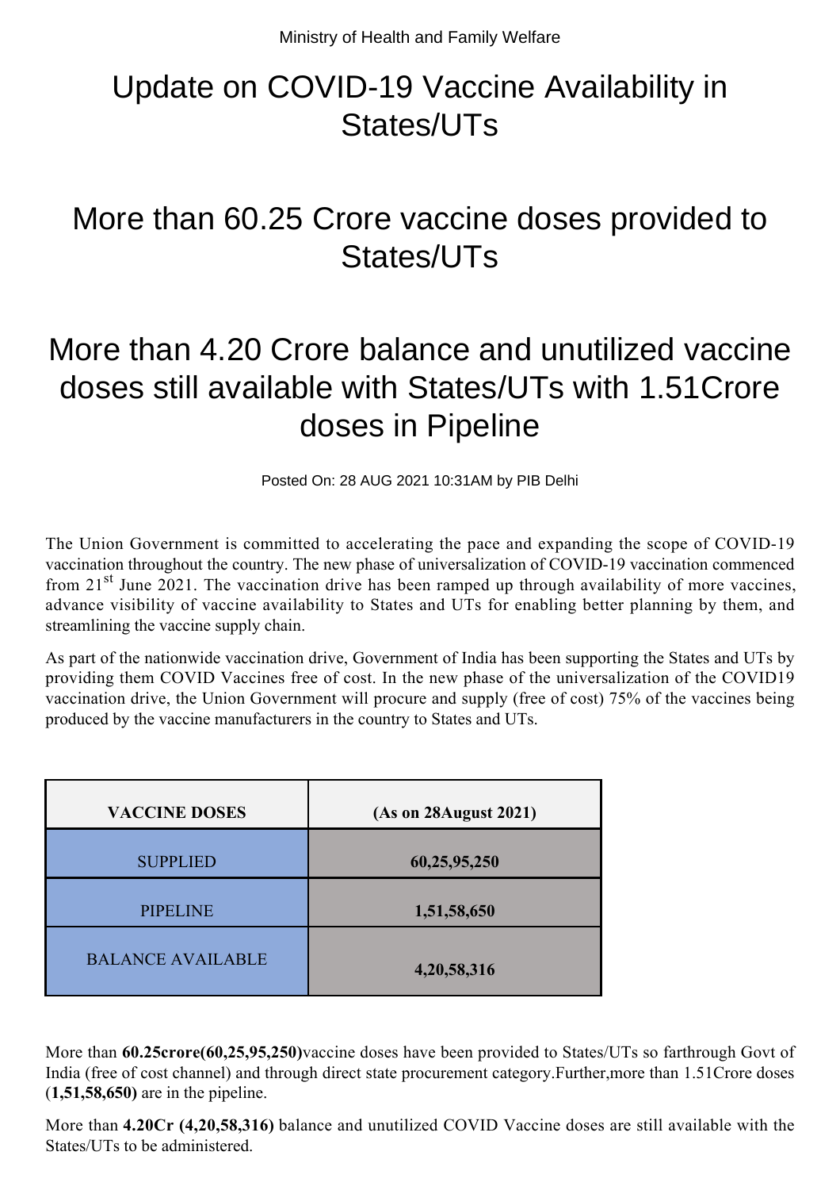Ministry of Health and Family Welfare

# Update on COVID-19 Vaccine Availability in States/UTs

## More than 60.25 Crore vaccine doses provided to States/UTs

## More than 4.20 Crore balance and unutilized vaccine doses still available with States/UTs with 1.51Crore doses in Pipeline

Posted On: 28 AUG 2021 10:31AM by PIB Delhi

The Union Government is committed to accelerating the pace and expanding the scope of COVID-19 vaccination throughout the country. The new phase of universalization of COVID-19 vaccination commenced from 21st June 2021. The vaccination drive has been ramped up through availability of more vaccines, advance visibility of vaccine availability to States and UTs for enabling better planning by them, and streamlining the vaccine supply chain.

As part of the nationwide vaccination drive, Government of India has been supporting the States and UTs by providing them COVID Vaccines free of cost. In the new phase of the universalization of the COVID19 vaccination drive, the Union Government will procure and supply (free of cost) 75% of the vaccines being produced by the vaccine manufacturers in the country to States and UTs.

| VACCINE DOSES | (As on 28August 2021) |
| --- | --- |
| SUPPLIED | **60,25,95,250** |
| PIPELINE | **1,51,58,650** |
| BALANCE AVAILABLE | **4,20,58,316** |

More than **60.25crore(60,25,95,250)**vaccine doses have been provided to States/UTs so farthrough Govt of India (free of cost channel) and through direct state procurement category.Further,more than 1.51Crore doses (**1,51,58,650)** are in the pipeline.

More than **4.20Cr (4,20,58,316)** balance and unutilized COVID Vaccine doses are still available with the States/UTs to be administered.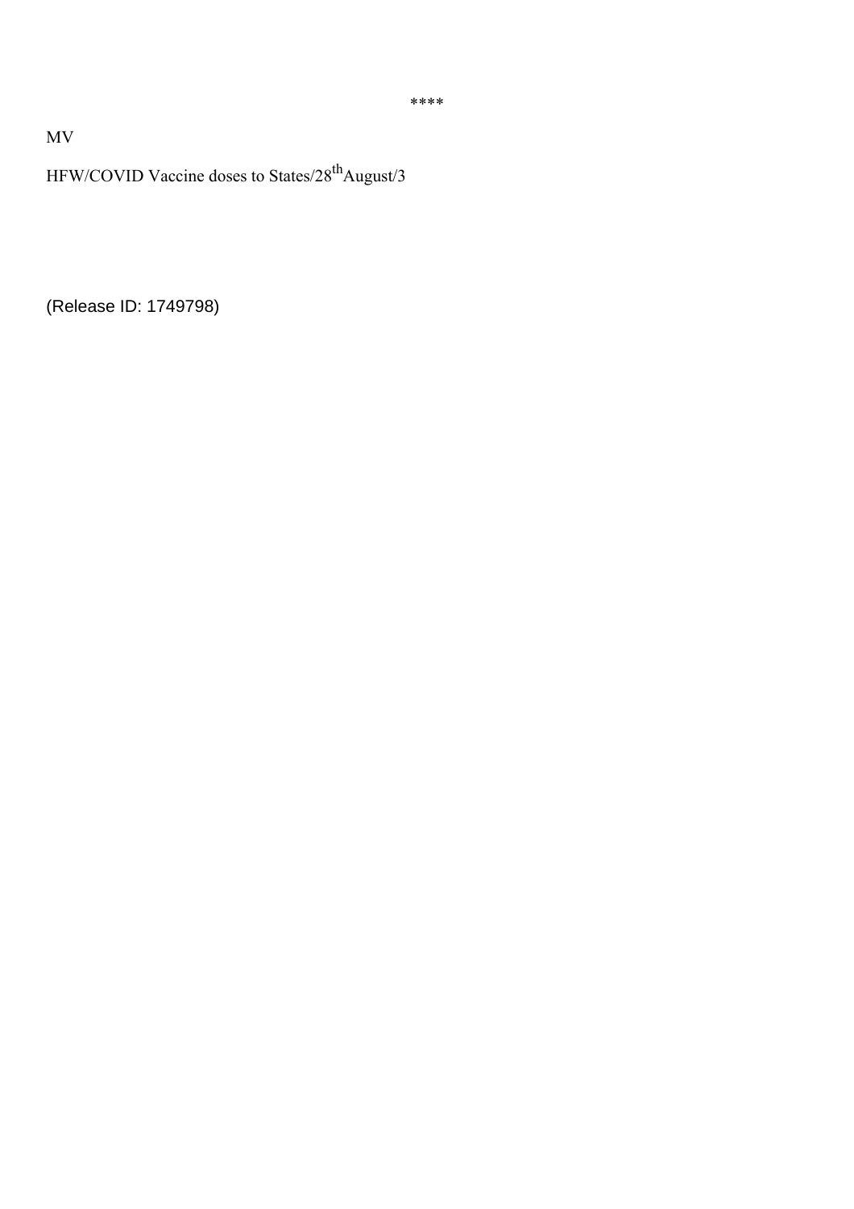****

MV

HFW/COVID Vaccine doses to States/28thAugust/3

(Release ID: 1749798)